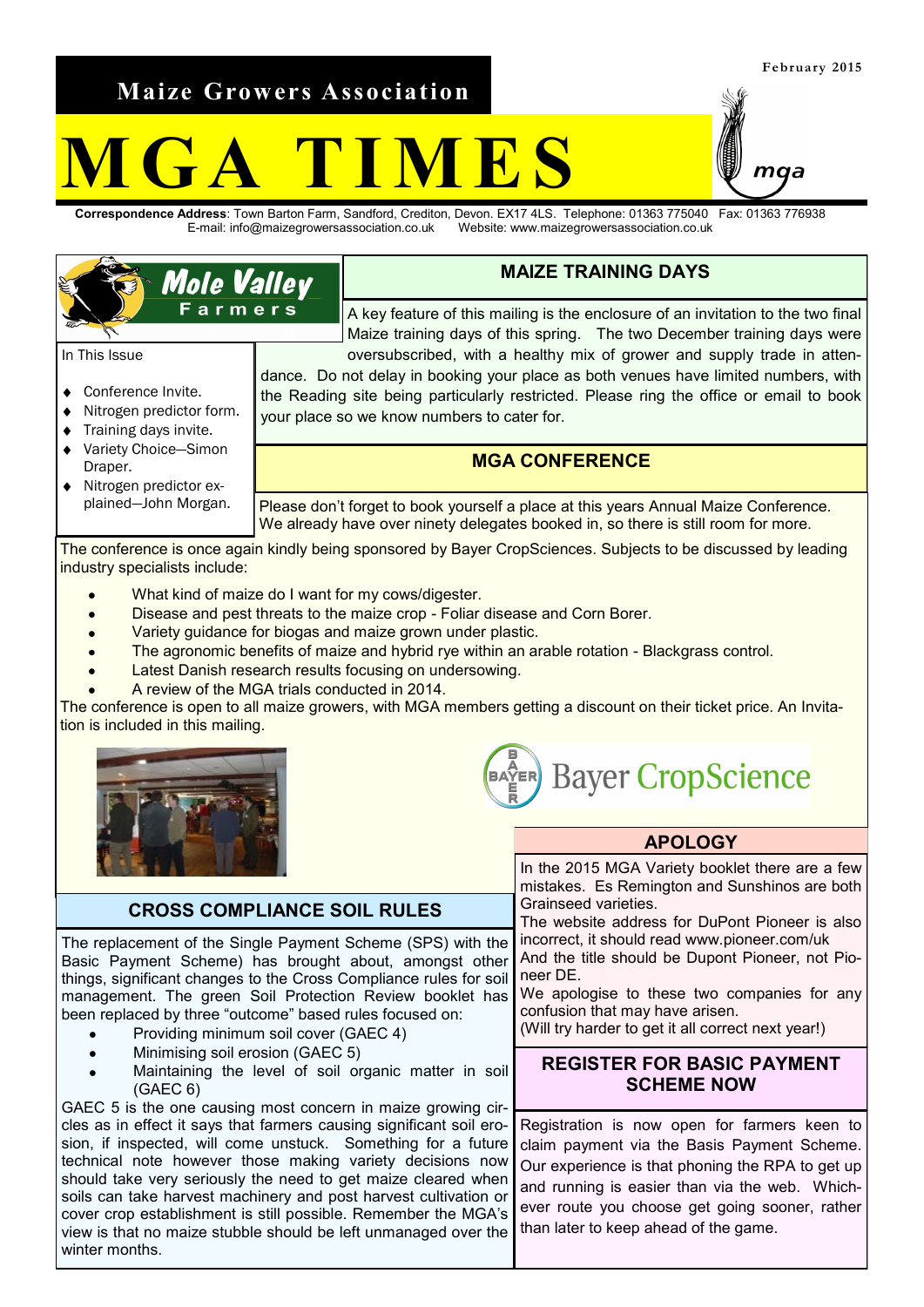February 2015

**Maize Growers Association**

# MGA TIMES

**Correspondence Address**: Town Barton Farm, Sandford, Crediton, Devon. EX17 4LS. Telephone: 01363 775040 Fax: 01363 776938
E-mail: info@maizegrowersassociation.co.uk Website: www.maizegrowersassociation.co.uk

Mole Valley Farmers

In This Issue

- Conference Invite.
- Nitrogen predictor form.
- Training days invite.
- Variety Choice—Simon Draper.
- Nitrogen predictor explained—John Morgan.

## MAIZE TRAINING DAYS

A key feature of this mailing is the enclosure of an invitation to the two final Maize training days of this spring. The two December training days were oversubscribed, with a healthy mix of grower and supply trade in attendance. Do not delay in booking your place as both venues have limited numbers, with the Reading site being particularly restricted. Please ring the office or email to book your place so we know numbers to cater for.

## MGA CONFERENCE

Please don't forget to book yourself a place at this years Annual Maize Conference. We already have over ninety delegates booked in, so there is still room for more.

The conference is once again kindly being sponsored by Bayer CropSciences. Subjects to be discussed by leading industry specialists include:

- What kind of maize do I want for my cows/digester.
- Disease and pest threats to the maize crop - Foliar disease and Corn Borer.
- Variety guidance for biogas and maize grown under plastic.
- The agronomic benefits of maize and hybrid rye within an arable rotation - Blackgrass control.
- Latest Danish research results focusing on undersowing.
- A review of the MGA trials conducted in 2014.

The conference is open to all maize growers, with MGA members getting a discount on their ticket price. An Invitation is included in this mailing.

Bayer CropScience

## CROSS COMPLIANCE SOIL RULES

The replacement of the Single Payment Scheme (SPS) with the Basic Payment Scheme) has brought about, amongst other things, significant changes to the Cross Compliance rules for soil management. The green Soil Protection Review booklet has been replaced by three "outcome" based rules focused on:

- Providing minimum soil cover (GAEC 4)
- Minimising soil erosion (GAEC 5)
- Maintaining the level of soil organic matter in soil (GAEC 6)

GAEC 5 is the one causing most concern in maize growing circles as in effect it says that farmers causing significant soil erosion, if inspected, will come unstuck. Something for a future technical note however those making variety decisions now should take very seriously the need to get maize cleared when soils can take harvest machinery and post harvest cultivation or cover crop establishment is still possible. Remember the MGA's view is that no maize stubble should be left unmanaged over the winter months.

## APOLOGY

In the 2015 MGA Variety booklet there are a few mistakes. Es Remington and Sunshinos are both Grainseed varieties.

The website address for DuPont Pioneer is also incorrect, it should read www.pioneer.com/uk

And the title should be Dupont Pioneer, not Pioneer DE.

We apologise to these two companies for any confusion that may have arisen.

(Will try harder to get it all correct next year!)

## REGISTER FOR BASIC PAYMENT SCHEME NOW

Registration is now open for farmers keen to claim payment via the Basis Payment Scheme. Our experience is that phoning the RPA to get up and running is easier than via the web. Whichever route you choose get going sooner, rather than later to keep ahead of the game.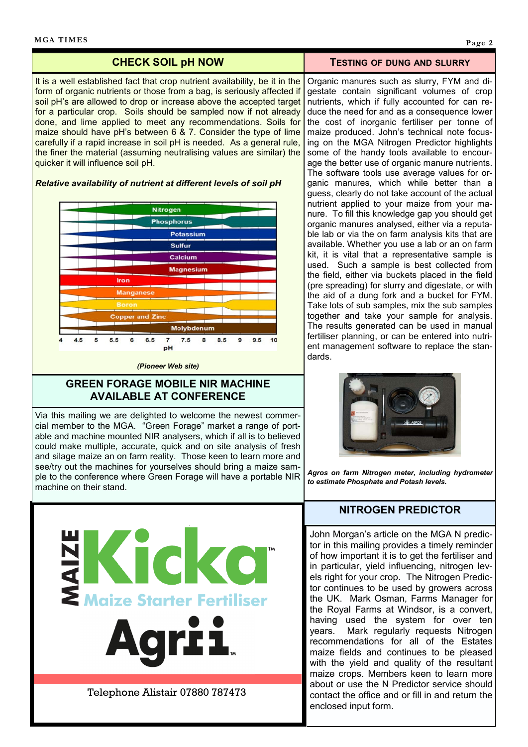## CHECK SOIL pH NOW

It is a well established fact that crop nutrient availability, be it in the form of organic nutrients or those from a bag, is seriously affected if soil pH's are allowed to drop or increase above the accepted target for a particular crop. Soils should be sampled now if not already done, and lime applied to meet any recommendations. Soils for maize should have pH's between 6 & 7. Consider the type of lime carefully if a rapid increase in soil pH is needed. As a general rule, the finer the material (assuming neutralising values are similar) the quicker it will influence soil pH.

***Relative availability of nutrient at different levels of soil pH***

Nitrogen
Phosphorus
Potassium
Sulfur
Calcium
Magnesium
Iron
Manganese
Boron
Copper and Zinc
Molybdenum
4 4.5 5 5.5 6 6.5 7 7.5 8 8.5 9 9.5 10
pH

*(Pioneer Web site)*

## GREEN FORAGE MOBILE NIR MACHINE AVAILABLE AT CONFERENCE

Via this mailing we are delighted to welcome the newest commercial member to the MGA. "Green Forage" market a range of portable and machine mounted NIR analysers, which if all is to believed could make multiple, accurate, quick and on site analysis of fresh and silage maize an on farm reality. Those keen to learn more and see/try out the machines for yourselves should bring a maize sample to the conference where Green Forage will have a portable NIR machine on their stand.

MAIZE Kicka™
Maize Starter Fertiliser
Agrii™

Telephone Alistair 07880 787473

## TESTING OF DUNG AND SLURRY

Organic manures such as slurry, FYM and digestate contain significant volumes of crop nutrients, which if fully accounted for can reduce the need for and as a consequence lower the cost of inorganic fertiliser per tonne of maize produced. John's technical note focusing on the MGA Nitrogen Predictor highlights some of the handy tools available to encourage the better use of organic manure nutrients. The software tools use average values for organic manures, which while better than a guess, clearly do not take account of the actual nutrient applied to your maize from your manure. To fill this knowledge gap you should get organic manures analysed, either via a reputable lab or via the on farm analysis kits that are available. Whether you use a lab or an on farm kit, it is vital that a representative sample is used. Such a sample is best collected from the field, either via buckets placed in the field (pre spreading) for slurry and digestate, or with the aid of a dung fork and a bucket for FYM. Take lots of sub samples, mix the sub samples together and take your sample for analysis. The results generated can be used in manual fertiliser planning, or can be entered into nutrient management software to replace the standards.

***Agros on farm Nitrogen meter, including hydrometer to estimate Phosphate and Potash levels.***

## NITROGEN PREDICTOR

John Morgan's article on the MGA N predictor in this mailing provides a timely reminder of how important it is to get the fertiliser and in particular, yield influencing, nitrogen levels right for your crop. The Nitrogen Predictor continues to be used by growers across the UK. Mark Osman, Farms Manager for the Royal Farms at Windsor, is a convert, having used the system for over ten years. Mark regularly requests Nitrogen recommendations for all of the Estates maize fields and continues to be pleased with the yield and quality of the resultant maize crops. Members keen to learn more about or use the N Predictor service should contact the office and or fill in and return the enclosed input form.